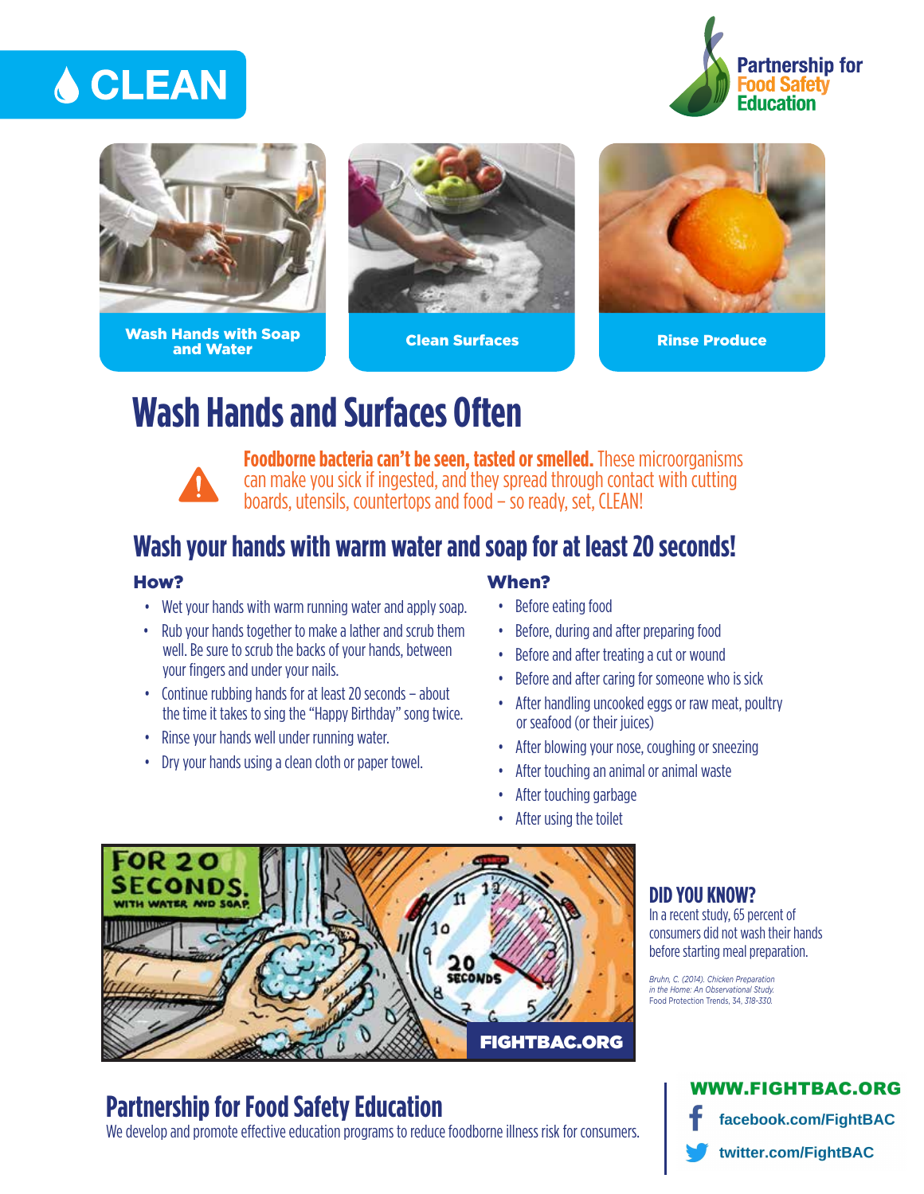# CLEAN

Partnership for Food Safety Education

**Wash Hands with Soap and Water**

**Clean Surfaces**

**Rinse Produce**

## Wash Hands and Surfaces Often

**Foodborne bacteria can't be seen, tasted or smelled.** These microorganisms can make you sick if ingested, and they spread through contact with cutting boards, utensils, countertops and food – so ready, set, CLEAN!

### Wash your hands with warm water and soap for at least 20 seconds!

**How?**

- Wet your hands with warm running water and apply soap.
- Rub your hands together to make a lather and scrub them well. Be sure to scrub the backs of your hands, between your fingers and under your nails.
- Continue rubbing hands for at least 20 seconds – about the time it takes to sing the "Happy Birthday" song twice.
- Rinse your hands well under running water.
- Dry your hands using a clean cloth or paper towel.

**When?**

- Before eating food
- Before, during and after preparing food
- Before and after treating a cut or wound
- Before and after caring for someone who is sick
- After handling uncooked eggs or raw meat, poultry or seafood (or their juices)
- After blowing your nose, coughing or sneezing
- After touching an animal or animal waste
- After touching garbage
- After using the toilet

FOR 20 SECONDS. WITH WATER AND SOAP

FIGHTBAC.ORG

**DID YOU KNOW?**

In a recent study, 65 percent of consumers did not wash their hands before starting meal preparation.

*Bruhn, C. (2014). Chicken Preparation in the Home: An Observational Study.* Food Protection Trends, 34, *318-330.*

## Partnership for Food Safety Education

We develop and promote effective education programs to reduce foodborne illness risk for consumers.

**WWW.FIGHTBAC.ORG**

facebook.com/FightBAC

twitter.com/FightBAC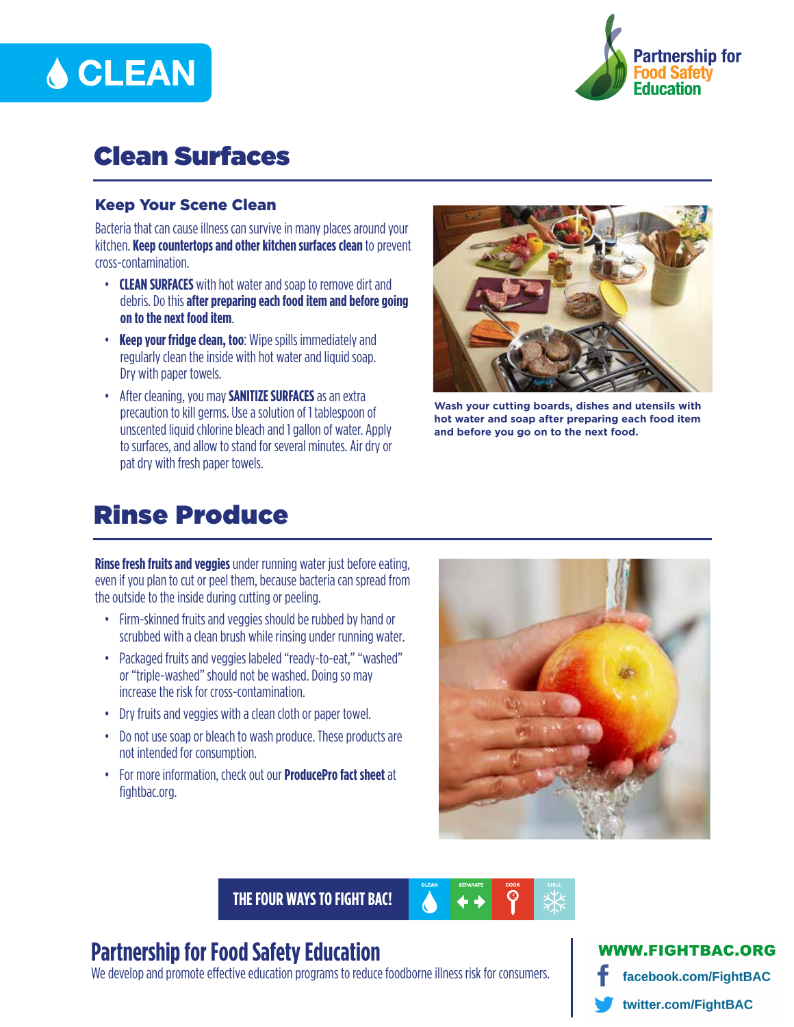CLEAN

Partnership for Food Safety Education

# Clean Surfaces

### Keep Your Scene Clean

Bacteria that can cause illness can survive in many places around your kitchen. **Keep countertops and other kitchen surfaces clean** to prevent cross-contamination.

- **CLEAN SURFACES** with hot water and soap to remove dirt and debris. Do this **after preparing each food item and before going on to the next food item**.
- **Keep your fridge clean, too**: Wipe spills immediately and regularly clean the inside with hot water and liquid soap. Dry with paper towels.
- After cleaning, you may **SANITIZE SURFACES** as an extra precaution to kill germs. Use a solution of 1 tablespoon of unscented liquid chlorine bleach and 1 gallon of water. Apply to surfaces, and allow to stand for several minutes. Air dry or pat dry with fresh paper towels.

**Wash your cutting boards, dishes and utensils with hot water and soap after preparing each food item and before you go on to the next food.**

# Rinse Produce

**Rinse fresh fruits and veggies** under running water just before eating, even if you plan to cut or peel them, because bacteria can spread from the outside to the inside during cutting or peeling.

- Firm-skinned fruits and veggies should be rubbed by hand or scrubbed with a clean brush while rinsing under running water.
- Packaged fruits and veggies labeled "ready-to-eat," "washed" or "triple-washed" should not be washed. Doing so may increase the risk for cross-contamination.
- Dry fruits and veggies with a clean cloth or paper towel.
- Do not use soap or bleach to wash produce. These products are not intended for consumption.
- For more information, check out our **ProducePro fact sheet** at fightbac.org.

THE FOUR WAYS TO FIGHT BAC! CLEAN SEPARATE COOK CHILL

## Partnership for Food Safety Education

We develop and promote effective education programs to reduce foodborne illness risk for consumers.

WWW.FIGHTBAC.ORG

facebook.com/FightBAC

twitter.com/FightBAC